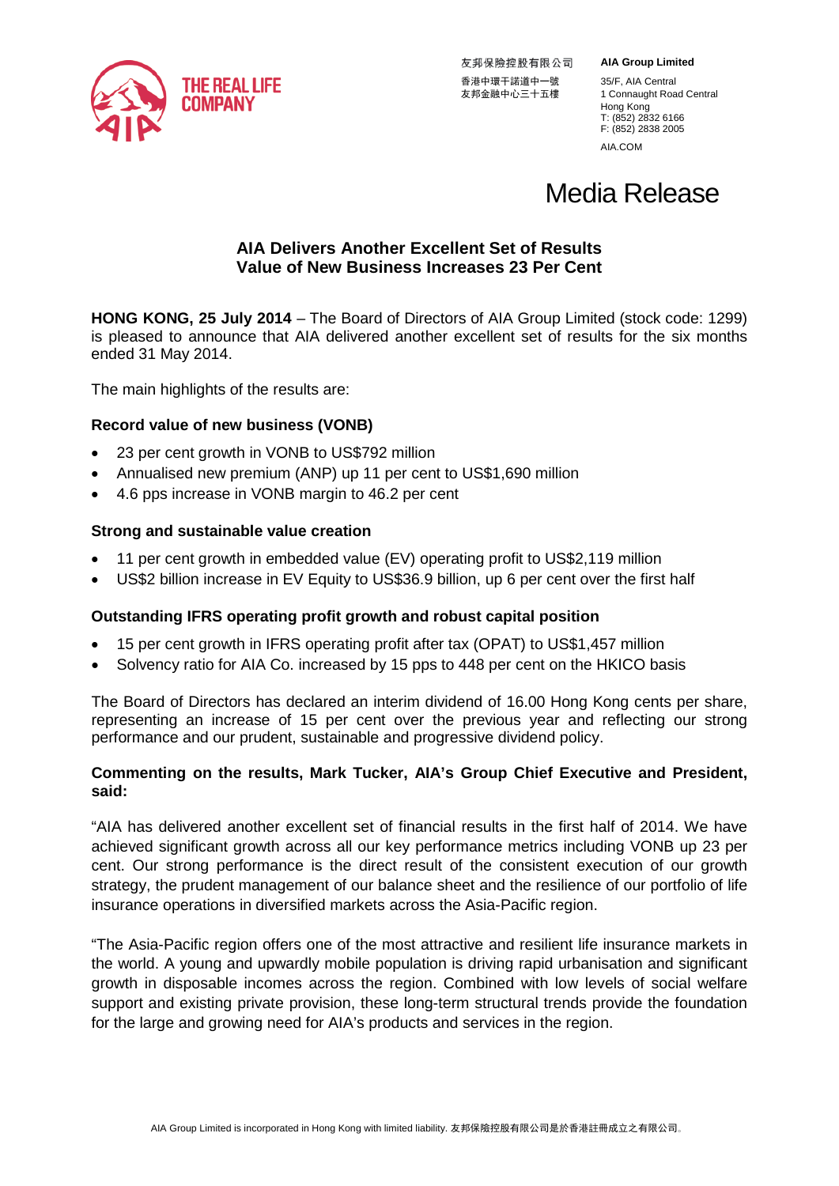THE REAL LIFE COMPANY

友邦保險控股有限公司
香港中環干諾道中一號
友邦金融中心三十五樓

**AIA Group Limited**
35/F, AIA Central
1 Connaught Road Central
Hong Kong
T: (852) 2832 6166
F: (852) 2838 2005
AIA.COM

# Media Release

## AIA Delivers Another Excellent Set of Results
## Value of New Business Increases 23 Per Cent

**HONG KONG, 25 July 2014** – The Board of Directors of AIA Group Limited (stock code: 1299) is pleased to announce that AIA delivered another excellent set of results for the six months ended 31 May 2014.

The main highlights of the results are:

### Record value of new business (VONB)

- 23 per cent growth in VONB to US$792 million
- Annualised new premium (ANP) up 11 per cent to US$1,690 million
- 4.6 pps increase in VONB margin to 46.2 per cent

### Strong and sustainable value creation

- 11 per cent growth in embedded value (EV) operating profit to US$2,119 million
- US$2 billion increase in EV Equity to US$36.9 billion, up 6 per cent over the first half

### Outstanding IFRS operating profit growth and robust capital position

- 15 per cent growth in IFRS operating profit after tax (OPAT) to US$1,457 million
- Solvency ratio for AIA Co. increased by 15 pps to 448 per cent on the HKICO basis

The Board of Directors has declared an interim dividend of 16.00 Hong Kong cents per share, representing an increase of 15 per cent over the previous year and reflecting our strong performance and our prudent, sustainable and progressive dividend policy.

**Commenting on the results, Mark Tucker, AIA's Group Chief Executive and President, said:**

"AIA has delivered another excellent set of financial results in the first half of 2014. We have achieved significant growth across all our key performance metrics including VONB up 23 per cent. Our strong performance is the direct result of the consistent execution of our growth strategy, the prudent management of our balance sheet and the resilience of our portfolio of life insurance operations in diversified markets across the Asia-Pacific region.

"The Asia-Pacific region offers one of the most attractive and resilient life insurance markets in the world. A young and upwardly mobile population is driving rapid urbanisation and significant growth in disposable incomes across the region. Combined with low levels of social welfare support and existing private provision, these long-term structural trends provide the foundation for the large and growing need for AIA's products and services in the region.

AIA Group Limited is incorporated in Hong Kong with limited liability. 友邦保險控股有限公司是於香港註冊成立之有限公司。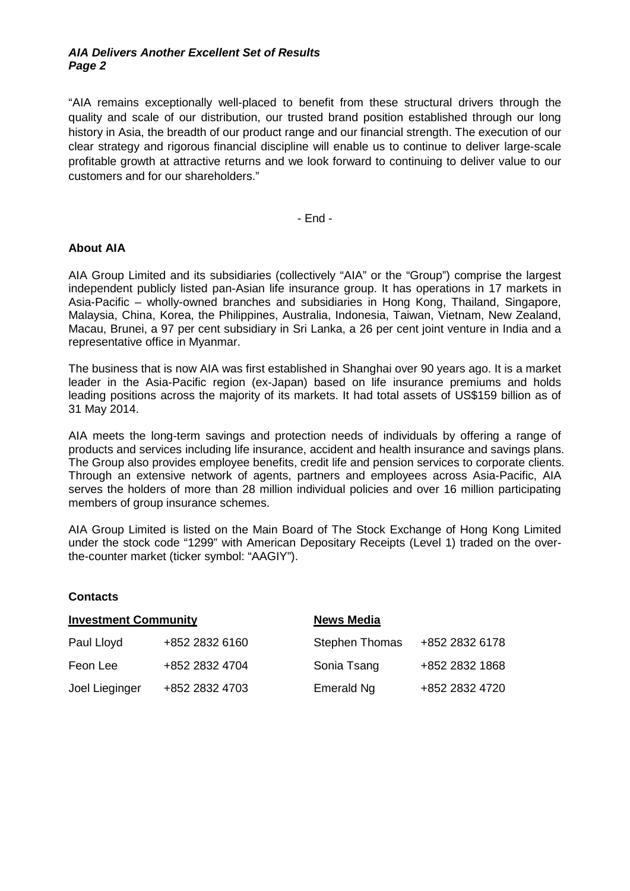"AIA remains exceptionally well-placed to benefit from these structural drivers through the quality and scale of our distribution, our trusted brand position established through our long history in Asia, the breadth of our product range and our financial strength. The execution of our clear strategy and rigorous financial discipline will enable us to continue to deliver large-scale profitable growth at attractive returns and we look forward to continuing to deliver value to our customers and for our shareholders."

- End -

**About AIA**

AIA Group Limited and its subsidiaries (collectively "AIA" or the "Group") comprise the largest independent publicly listed pan-Asian life insurance group. It has operations in 17 markets in Asia-Pacific – wholly-owned branches and subsidiaries in Hong Kong, Thailand, Singapore, Malaysia, China, Korea, the Philippines, Australia, Indonesia, Taiwan, Vietnam, New Zealand, Macau, Brunei, a 97 per cent subsidiary in Sri Lanka, a 26 per cent joint venture in India and a representative office in Myanmar.

The business that is now AIA was first established in Shanghai over 90 years ago. It is a market leader in the Asia-Pacific region (ex-Japan) based on life insurance premiums and holds leading positions across the majority of its markets. It had total assets of US$159 billion as of 31 May 2014.

AIA meets the long-term savings and protection needs of individuals by offering a range of products and services including life insurance, accident and health insurance and savings plans. The Group also provides employee benefits, credit life and pension services to corporate clients. Through an extensive network of agents, partners and employees across Asia-Pacific, AIA serves the holders of more than 28 million individual policies and over 16 million participating members of group insurance schemes.

AIA Group Limited is listed on the Main Board of The Stock Exchange of Hong Kong Limited under the stock code "1299" with American Depositary Receipts (Level 1) traded on the over-the-counter market (ticker symbol: "AAGIY").

**Contacts**

| **Investment Community** | | **News Media** | |
|---|---|---|---|
| Paul Lloyd | +852 2832 6160 | Stephen Thomas | +852 2832 6178 |
| Feon Lee | +852 2832 4704 | Sonia Tsang | +852 2832 1868 |
| Joel Lieginger | +852 2832 4703 | Emerald Ng | +852 2832 4720 |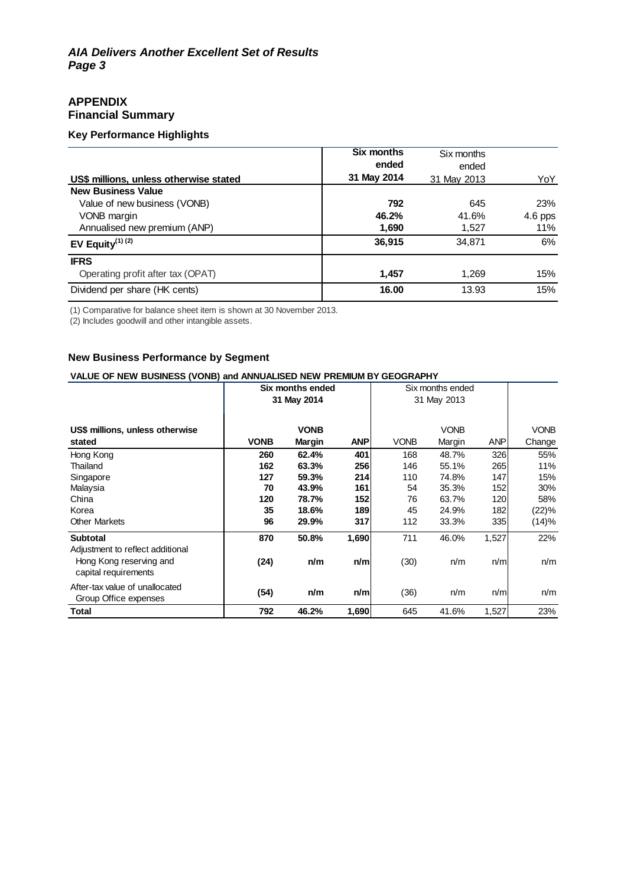## APPENDIX

## Financial Summary

### Key Performance Highlights

| US$ millions, unless otherwise stated | Six months ended 31 May 2014 | Six months ended 31 May 2013 | YoY |
|---|---|---|---|
| **New Business Value** | | | |
| Value of new business (VONB) | **792** | 645 | 23% |
| VONB margin | **46.2%** | 41.6% | 4.6 pps |
| Annualised new premium (ANP) | **1,690** | 1,527 | 11% |
| **EV Equity**[(1) (2)] | **36,915** | 34,871 | 6% |
| **IFRS** | | | |
| Operating profit after tax (OPAT) | **1,457** | 1,269 | 15% |
| Dividend per share (HK cents) | **16.00** | 13.93 | 15% |

(1) Comparative for balance sheet item is shown at 30 November 2013.
(2) Includes goodwill and other intangible assets.

### New Business Performance by Segment

**VALUE OF NEW BUSINESS (VONB) and ANNUALISED NEW PREMIUM BY GEOGRAPHY**

| US$ millions, unless otherwise stated | Six months ended 31 May 2014 | | | Six months ended 31 May 2013 | | | |
|---|---|---|---|---|---|---|---|
| | **VONB** | **VONB Margin** | **ANP** | VONB | VONB Margin | ANP | VONB Change |
| Hong Kong | **260** | **62.4%** | **401** | 168 | 48.7% | 326 | 55% |
| Thailand | **162** | **63.3%** | **256** | 146 | 55.1% | 265 | 11% |
| Singapore | **127** | **59.3%** | **214** | 110 | 74.8% | 147 | 15% |
| Malaysia | **70** | **43.9%** | **161** | 54 | 35.3% | 152 | 30% |
| China | **120** | **78.7%** | **152** | 76 | 63.7% | 120 | 58% |
| Korea | **35** | **18.6%** | **189** | 45 | 24.9% | 182 | (22)% |
| Other Markets | **96** | **29.9%** | **317** | 112 | 33.3% | 335 | (14)% |
| **Subtotal** | **870** | **50.8%** | **1,690** | 711 | 46.0% | 1,527 | 22% |
| Adjustment to reflect additional Hong Kong reserving and capital requirements | **(24)** | **n/m** | **n/m** | (30) | n/m | n/m | n/m |
| After-tax value of unallocated Group Office expenses | **(54)** | **n/m** | **n/m** | (36) | n/m | n/m | n/m |
| **Total** | **792** | **46.2%** | **1,690** | 645 | 41.6% | 1,527 | 23% |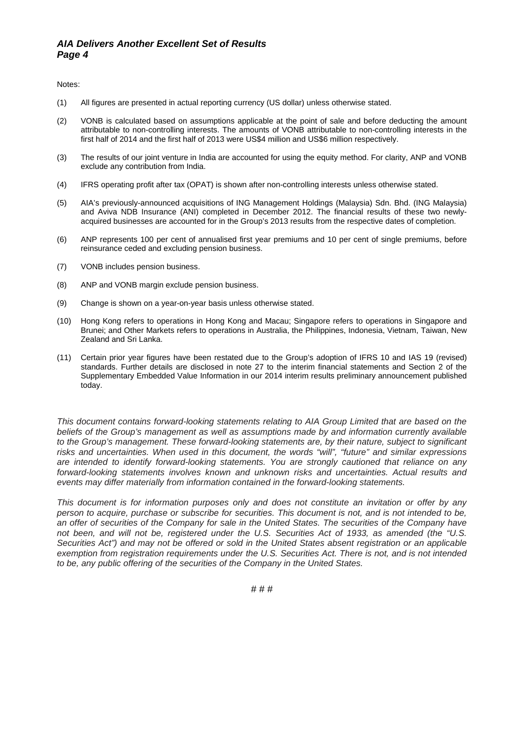Notes:

(1) All figures are presented in actual reporting currency (US dollar) unless otherwise stated.

(2) VONB is calculated based on assumptions applicable at the point of sale and before deducting the amount attributable to non-controlling interests. The amounts of VONB attributable to non-controlling interests in the first half of 2014 and the first half of 2013 were US$4 million and US$6 million respectively.

(3) The results of our joint venture in India are accounted for using the equity method. For clarity, ANP and VONB exclude any contribution from India.

(4) IFRS operating profit after tax (OPAT) is shown after non-controlling interests unless otherwise stated.

(5) AIA's previously-announced acquisitions of ING Management Holdings (Malaysia) Sdn. Bhd. (ING Malaysia) and Aviva NDB Insurance (ANI) completed in December 2012. The financial results of these two newly-acquired businesses are accounted for in the Group's 2013 results from the respective dates of completion.

(6) ANP represents 100 per cent of annualised first year premiums and 10 per cent of single premiums, before reinsurance ceded and excluding pension business.

(7) VONB includes pension business.

(8) ANP and VONB margin exclude pension business.

(9) Change is shown on a year-on-year basis unless otherwise stated.

(10) Hong Kong refers to operations in Hong Kong and Macau; Singapore refers to operations in Singapore and Brunei; and Other Markets refers to operations in Australia, the Philippines, Indonesia, Vietnam, Taiwan, New Zealand and Sri Lanka.

(11) Certain prior year figures have been restated due to the Group's adoption of IFRS 10 and IAS 19 (revised) standards. Further details are disclosed in note 27 to the interim financial statements and Section 2 of the Supplementary Embedded Value Information in our 2014 interim results preliminary announcement published today.

*This document contains forward-looking statements relating to AIA Group Limited that are based on the beliefs of the Group's management as well as assumptions made by and information currently available to the Group's management. These forward-looking statements are, by their nature, subject to significant risks and uncertainties. When used in this document, the words "will", "future" and similar expressions are intended to identify forward-looking statements. You are strongly cautioned that reliance on any forward-looking statements involves known and unknown risks and uncertainties. Actual results and events may differ materially from information contained in the forward-looking statements.*

*This document is for information purposes only and does not constitute an invitation or offer by any person to acquire, purchase or subscribe for securities. This document is not, and is not intended to be, an offer of securities of the Company for sale in the United States. The securities of the Company have not been, and will not be, registered under the U.S. Securities Act of 1933, as amended (the "U.S. Securities Act") and may not be offered or sold in the United States absent registration or an applicable exemption from registration requirements under the U.S. Securities Act. There is not, and is not intended to be, any public offering of the securities of the Company in the United States.*

# # #